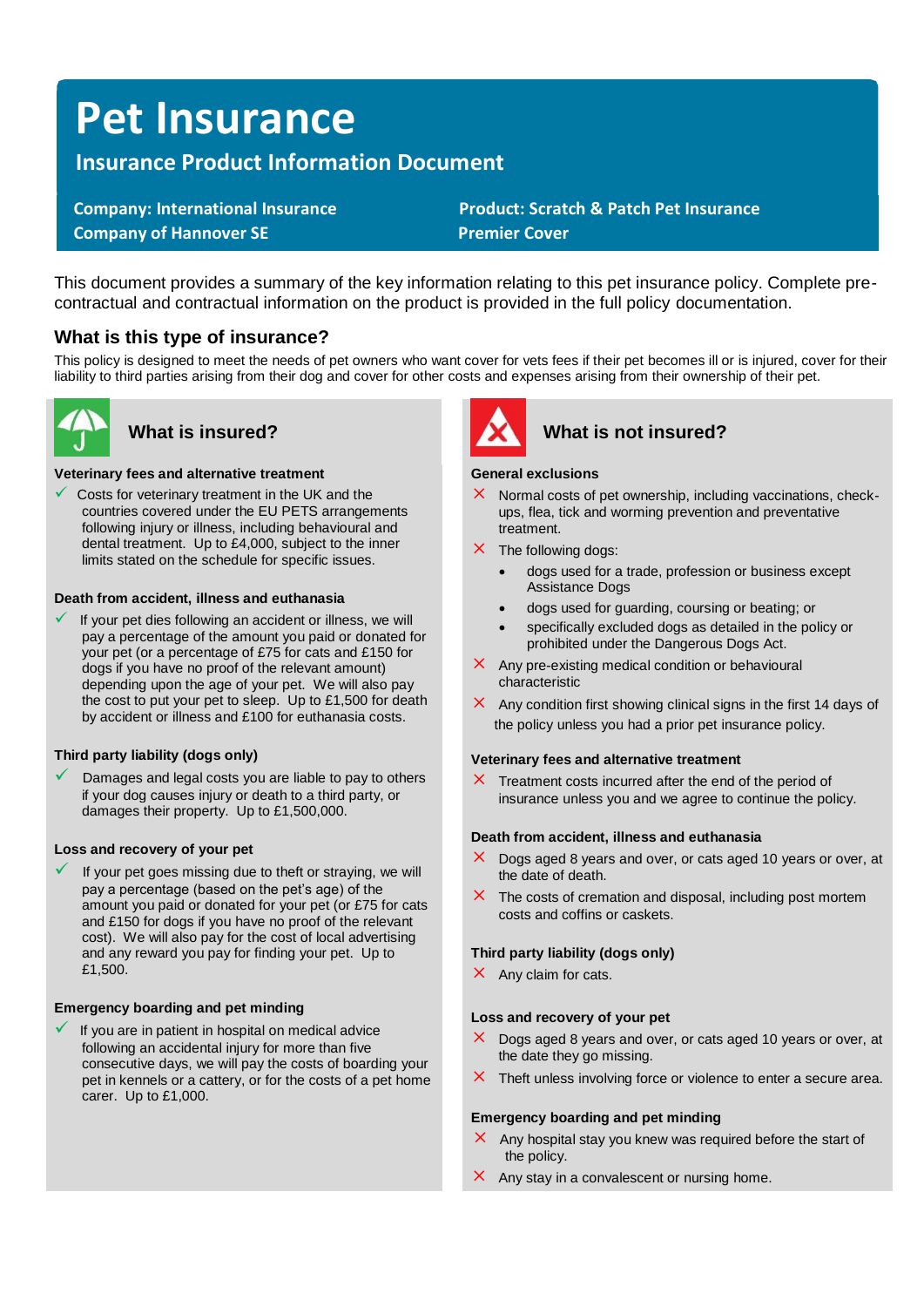# Pet Insurance

## Insurance Product Information Document

**Company: International Insurance Company of Hannover SE**

**Product: Scratch & Patch Pet Insurance Premier Cover**

This document provides a summary of the key information relating to this pet insurance policy. Complete pre-contractual and contractual information on the product is provided in the full policy documentation.

### What is this type of insurance?

This policy is designed to meet the needs of pet owners who want cover for vets fees if their pet becomes ill or is injured, cover for their liability to third parties arising from their dog and cover for other costs and expenses arising from their ownership of their pet.

### What is insured?

**Veterinary fees and alternative treatment**

- ✓ Costs for veterinary treatment in the UK and the countries covered under the EU PETS arrangements following injury or illness, including behavioural and dental treatment. Up to £4,000, subject to the inner limits stated on the schedule for specific issues.

**Death from accident, illness and euthanasia**

- ✓ If your pet dies following an accident or illness, we will pay a percentage of the amount you paid or donated for your pet (or a percentage of £75 for cats and £150 for dogs if you have no proof of the relevant amount) depending upon the age of your pet. We will also pay the cost to put your pet to sleep. Up to £1,500 for death by accident or illness and £100 for euthanasia costs.

**Third party liability (dogs only)**

- ✓ Damages and legal costs you are liable to pay to others if your dog causes injury or death to a third party, or damages their property. Up to £1,500,000.

**Loss and recovery of your pet**

- ✓ If your pet goes missing due to theft or straying, we will pay a percentage (based on the pet's age) of the amount you paid or donated for your pet (or £75 for cats and £150 for dogs if you have no proof of the relevant cost). We will also pay for the cost of local advertising and any reward you pay for finding your pet. Up to £1,500.

**Emergency boarding and pet minding**

- ✓ If you are in patient in hospital on medical advice following an accidental injury for more than five consecutive days, we will pay the costs of boarding your pet in kennels or a cattery, or for the costs of a pet home carer. Up to £1,000.

### What is not insured?

**General exclusions**

- ✗ Normal costs of pet ownership, including vaccinations, check-ups, flea, tick and worming prevention and preventative treatment.
- ✗ The following dogs:
  - dogs used for a trade, profession or business except Assistance Dogs
  - dogs used for guarding, coursing or beating; or
  - specifically excluded dogs as detailed in the policy or prohibited under the Dangerous Dogs Act.
- ✗ Any pre-existing medical condition or behavioural characteristic
- ✗ Any condition first showing clinical signs in the first 14 days of the policy unless you had a prior pet insurance policy.

**Veterinary fees and alternative treatment**

- ✗ Treatment costs incurred after the end of the period of insurance unless you and we agree to continue the policy.

**Death from accident, illness and euthanasia**

- ✗ Dogs aged 8 years and over, or cats aged 10 years or over, at the date of death.
- ✗ The costs of cremation and disposal, including post mortem costs and coffins or caskets.

**Third party liability (dogs only)**

- ✗ Any claim for cats.

**Loss and recovery of your pet**

- ✗ Dogs aged 8 years and over, or cats aged 10 years or over, at the date they go missing.
- ✗ Theft unless involving force or violence to enter a secure area.

**Emergency boarding and pet minding**

- ✗ Any hospital stay you knew was required before the start of the policy.
- ✗ Any stay in a convalescent or nursing home.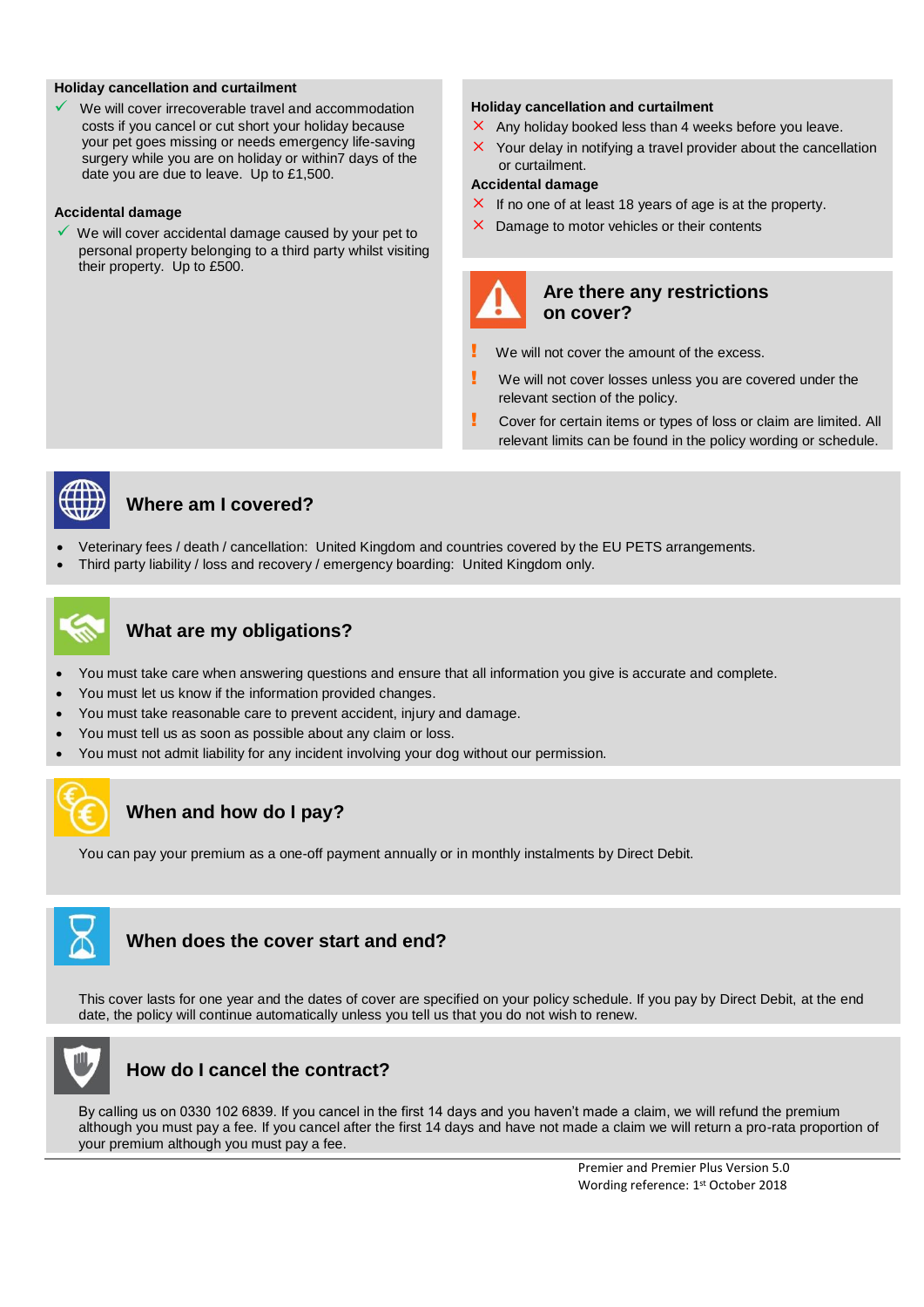### Holiday cancellation and curtailment

✓ We will cover irrecoverable travel and accommodation costs if you cancel or cut short your holiday because your pet goes missing or needs emergency life-saving surgery while you are on holiday or within7 days of the date you are due to leave. Up to £1,500.

### Accidental damage

✓ We will cover accidental damage caused by your pet to personal property belonging to a third party whilst visiting their property. Up to £500.

### Holiday cancellation and curtailment

✗ Any holiday booked less than 4 weeks before you leave.

✗ Your delay in notifying a travel provider about the cancellation or curtailment.

### Accidental damage

✗ If no one of at least 18 years of age is at the property.

✗ Damage to motor vehicles or their contents

## Are there any restrictions on cover?

! We will not cover the amount of the excess.

! We will not cover losses unless you are covered under the relevant section of the policy.

! Cover for certain items or types of loss or claim are limited. All relevant limits can be found in the policy wording or schedule.

## Where am I covered?

- Veterinary fees / death / cancellation: United Kingdom and countries covered by the EU PETS arrangements.
- Third party liability / loss and recovery / emergency boarding: United Kingdom only.

## What are my obligations?

- You must take care when answering questions and ensure that all information you give is accurate and complete.
- You must let us know if the information provided changes.
- You must take reasonable care to prevent accident, injury and damage.
- You must tell us as soon as possible about any claim or loss.
- You must not admit liability for any incident involving your dog without our permission.

## When and how do I pay?

You can pay your premium as a one-off payment annually or in monthly instalments by Direct Debit.

## When does the cover start and end?

This cover lasts for one year and the dates of cover are specified on your policy schedule. If you pay by Direct Debit, at the end date, the policy will continue automatically unless you tell us that you do not wish to renew.

## How do I cancel the contract?

By calling us on 0330 102 6839. If you cancel in the first 14 days and you haven't made a claim, we will refund the premium although you must pay a fee. If you cancel after the first 14 days and have not made a claim we will return a pro-rata proportion of your premium although you must pay a fee.

Premier and Premier Plus Version 5.0
Wording reference: 1st October 2018